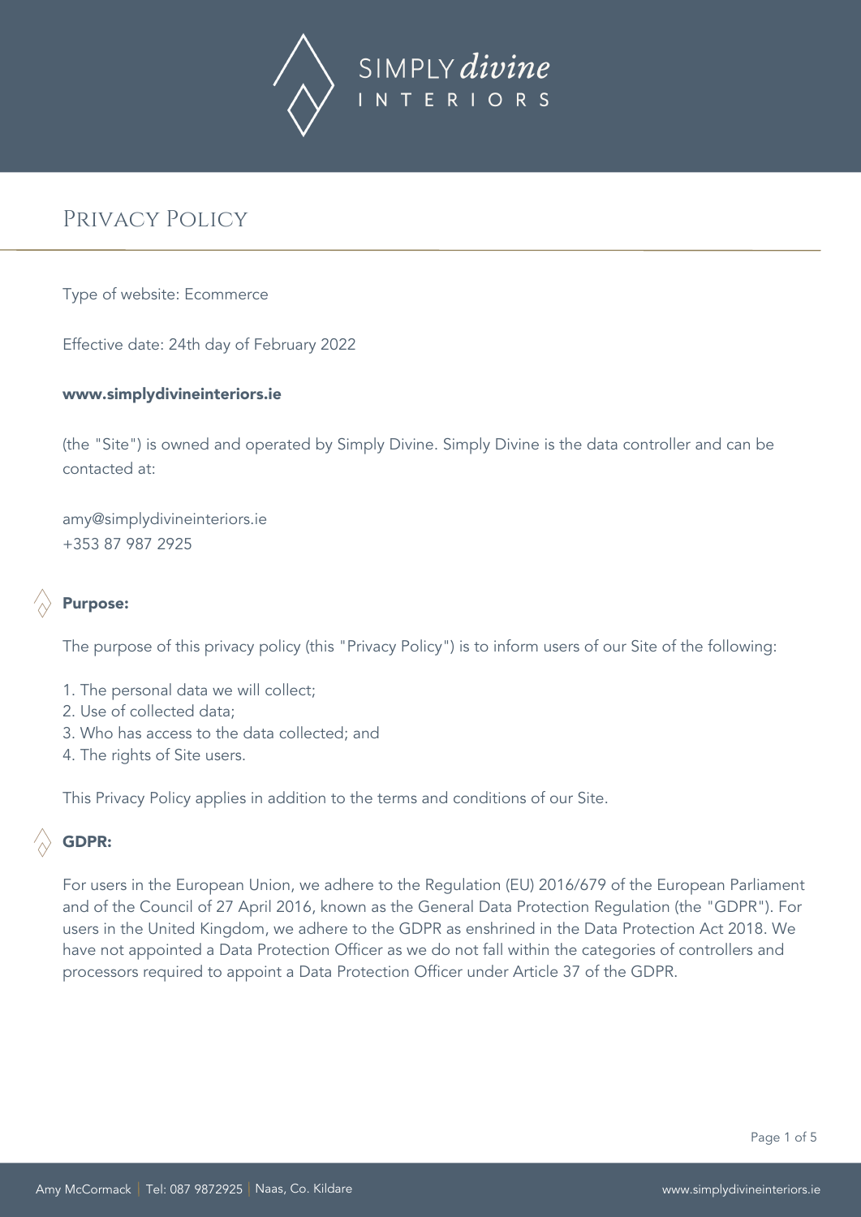# Privacy Policy

Type of website: Ecommerce

Effective date: 24th day of February 2022

**www.simplydivineinteriors.ie**

(the "Site") is owned and operated by Simply Divine. Simply Divine is the data controller and can be contacted at:

amy@simplydivineinteriors.ie
+353 87 987 2925

## Purpose:

The purpose of this privacy policy (this "Privacy Policy") is to inform users of our Site of the following:

1. The personal data we will collect;
2. Use of collected data;
3. Who has access to the data collected; and
4. The rights of Site users.

This Privacy Policy applies in addition to the terms and conditions of our Site.

## GDPR:

For users in the European Union, we adhere to the Regulation (EU) 2016/679 of the European Parliament and of the Council of 27 April 2016, known as the General Data Protection Regulation (the "GDPR"). For users in the United Kingdom, we adhere to the GDPR as enshrined in the Data Protection Act 2018. We have not appointed a Data Protection Officer as we do not fall within the categories of controllers and processors required to appoint a Data Protection Officer under Article 37 of the GDPR.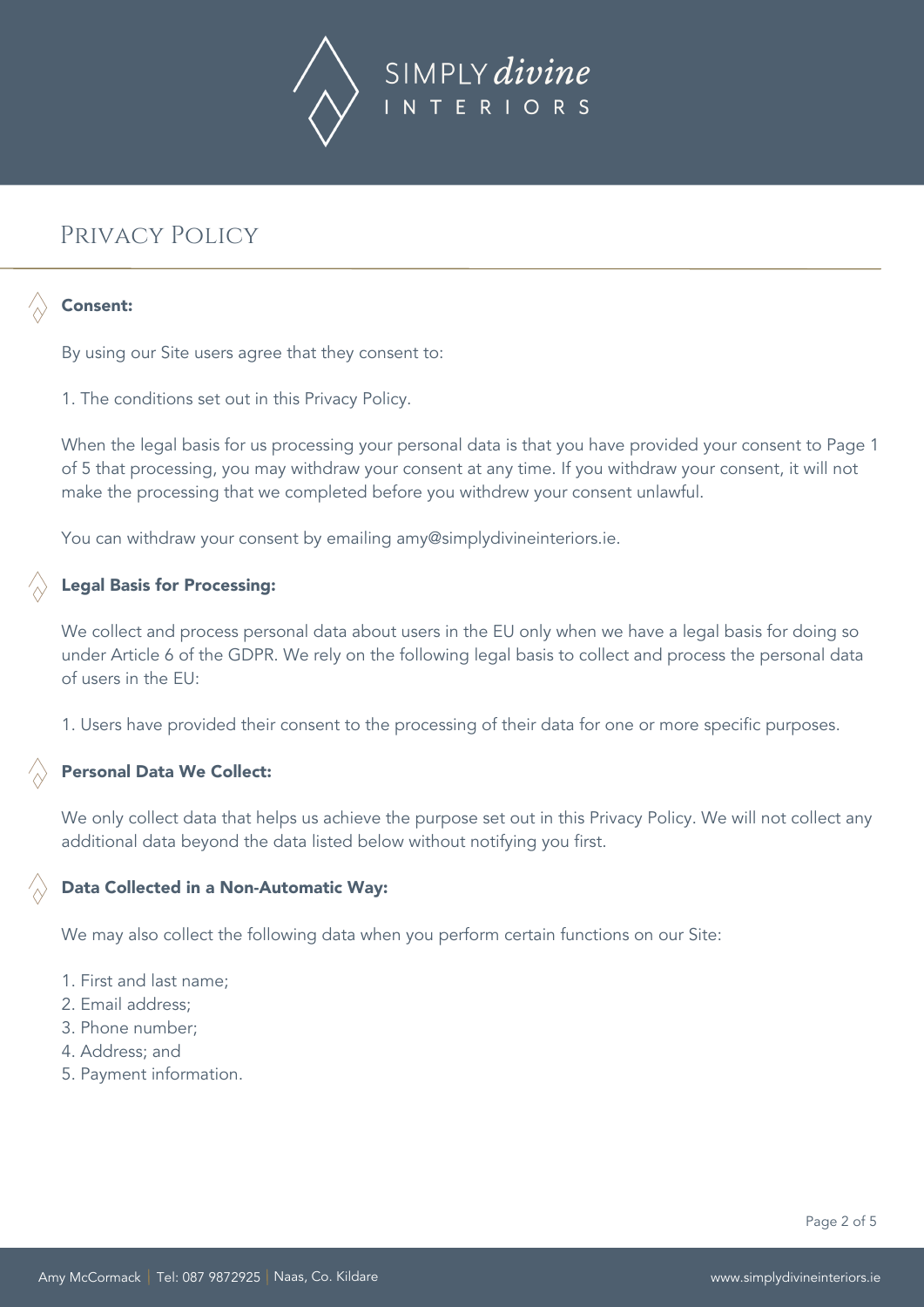# Privacy Policy

### Consent:

By using our Site users agree that they consent to:

1. The conditions set out in this Privacy Policy.

When the legal basis for us processing your personal data is that you have provided your consent to Page 1 of 5 that processing, you may withdraw your consent at any time. If you withdraw your consent, it will not make the processing that we completed before you withdrew your consent unlawful.

You can withdraw your consent by emailing amy@simplydivineinteriors.ie.

### Legal Basis for Processing:

We collect and process personal data about users in the EU only when we have a legal basis for doing so under Article 6 of the GDPR. We rely on the following legal basis to collect and process the personal data of users in the EU:

1. Users have provided their consent to the processing of their data for one or more specific purposes.

### Personal Data We Collect:

We only collect data that helps us achieve the purpose set out in this Privacy Policy. We will not collect any additional data beyond the data listed below without notifying you first.

### Data Collected in a Non-Automatic Way:

We may also collect the following data when you perform certain functions on our Site:

1. First and last name;
2. Email address;
3. Phone number;
4. Address; and
5. Payment information.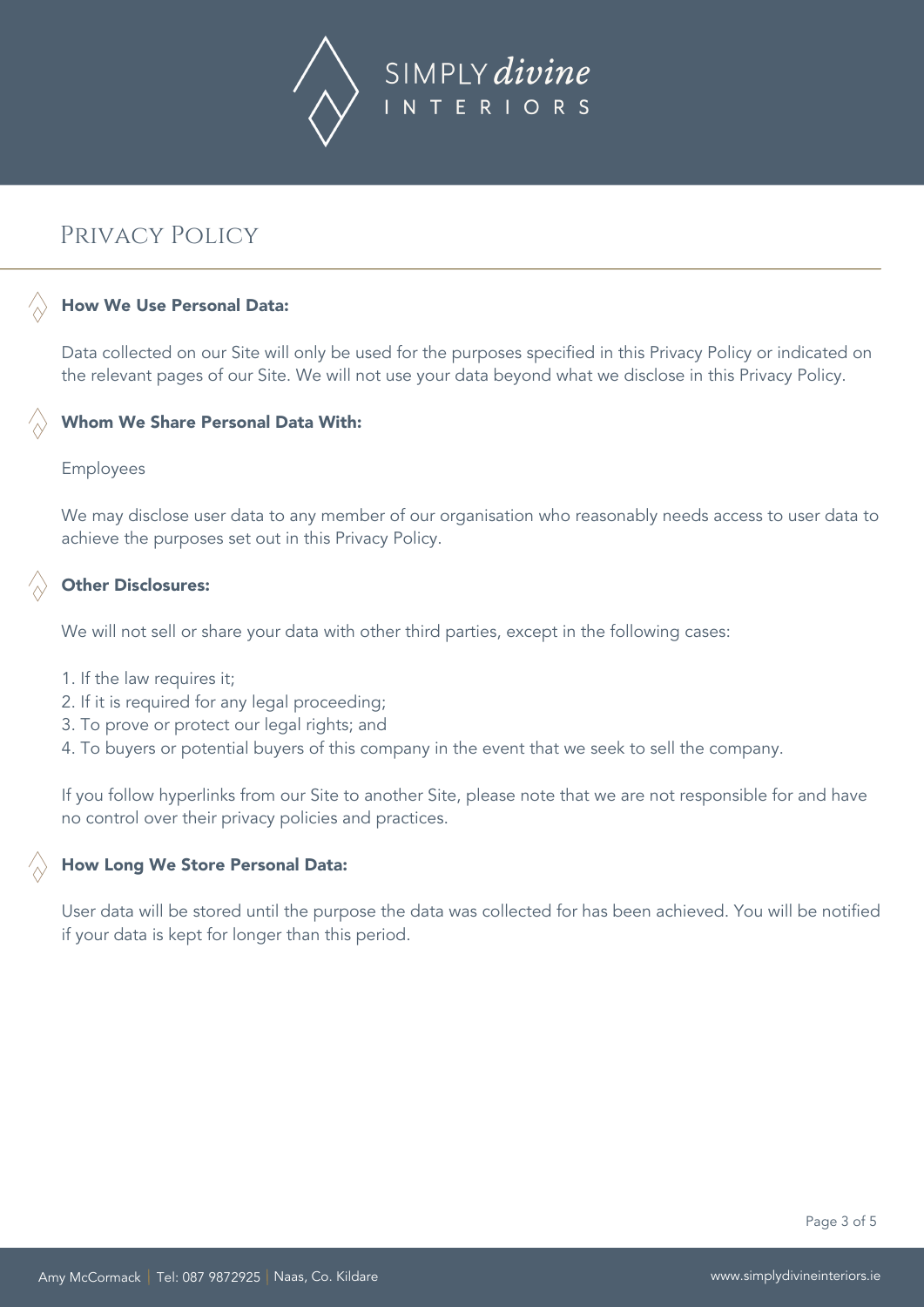# Privacy Policy

### How We Use Personal Data:

Data collected on our Site will only be used for the purposes specified in this Privacy Policy or indicated on the relevant pages of our Site. We will not use your data beyond what we disclose in this Privacy Policy.

### Whom We Share Personal Data With:

Employees

We may disclose user data to any member of our organisation who reasonably needs access to user data to achieve the purposes set out in this Privacy Policy.

### Other Disclosures:

We will not sell or share your data with other third parties, except in the following cases:

1. If the law requires it;
2. If it is required for any legal proceeding;
3. To prove or protect our legal rights; and
4. To buyers or potential buyers of this company in the event that we seek to sell the company.

If you follow hyperlinks from our Site to another Site, please note that we are not responsible for and have no control over their privacy policies and practices.

### How Long We Store Personal Data:

User data will be stored until the purpose the data was collected for has been achieved. You will be notified if your data is kept for longer than this period.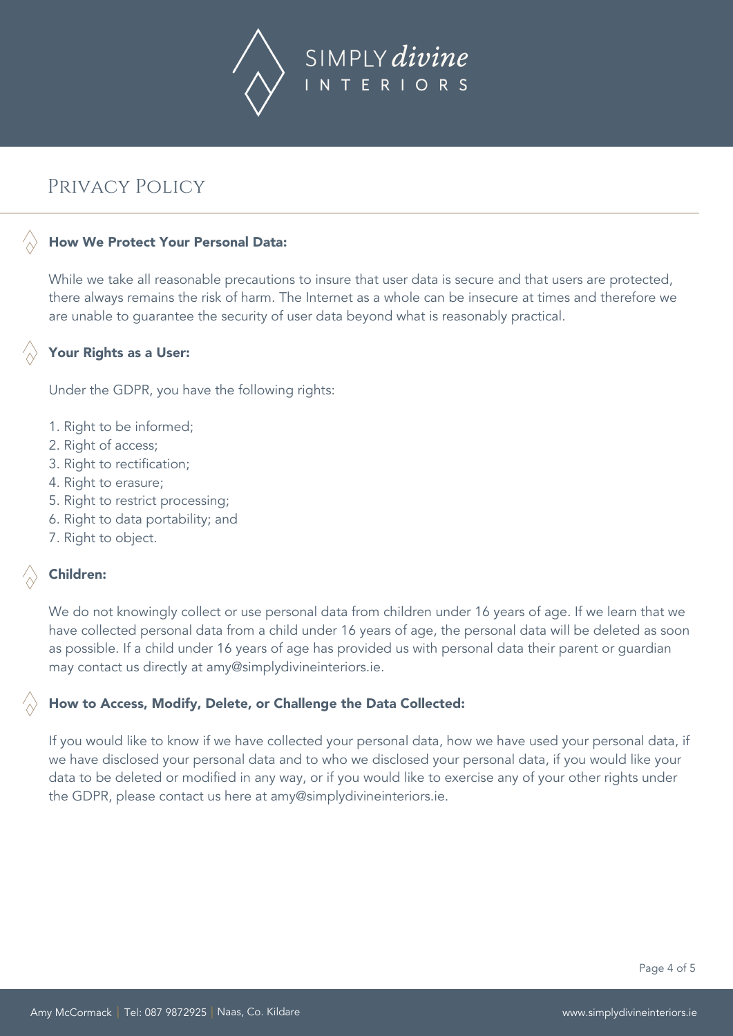# Privacy Policy

### How We Protect Your Personal Data:

While we take all reasonable precautions to insure that user data is secure and that users are protected, there always remains the risk of harm. The Internet as a whole can be insecure at times and therefore we are unable to guarantee the security of user data beyond what is reasonably practical.

### Your Rights as a User:

Under the GDPR, you have the following rights:

1. Right to be informed;
2. Right of access;
3. Right to rectification;
4. Right to erasure;
5. Right to restrict processing;
6. Right to data portability; and
7. Right to object.

### Children:

We do not knowingly collect or use personal data from children under 16 years of age. If we learn that we have collected personal data from a child under 16 years of age, the personal data will be deleted as soon as possible. If a child under 16 years of age has provided us with personal data their parent or guardian may contact us directly at amy@simplydivineinteriors.ie.

### How to Access, Modify, Delete, or Challenge the Data Collected:

If you would like to know if we have collected your personal data, how we have used your personal data, if we have disclosed your personal data and to who we disclosed your personal data, if you would like your data to be deleted or modified in any way, or if you would like to exercise any of your other rights under the GDPR, please contact us here at amy@simplydivineinteriors.ie.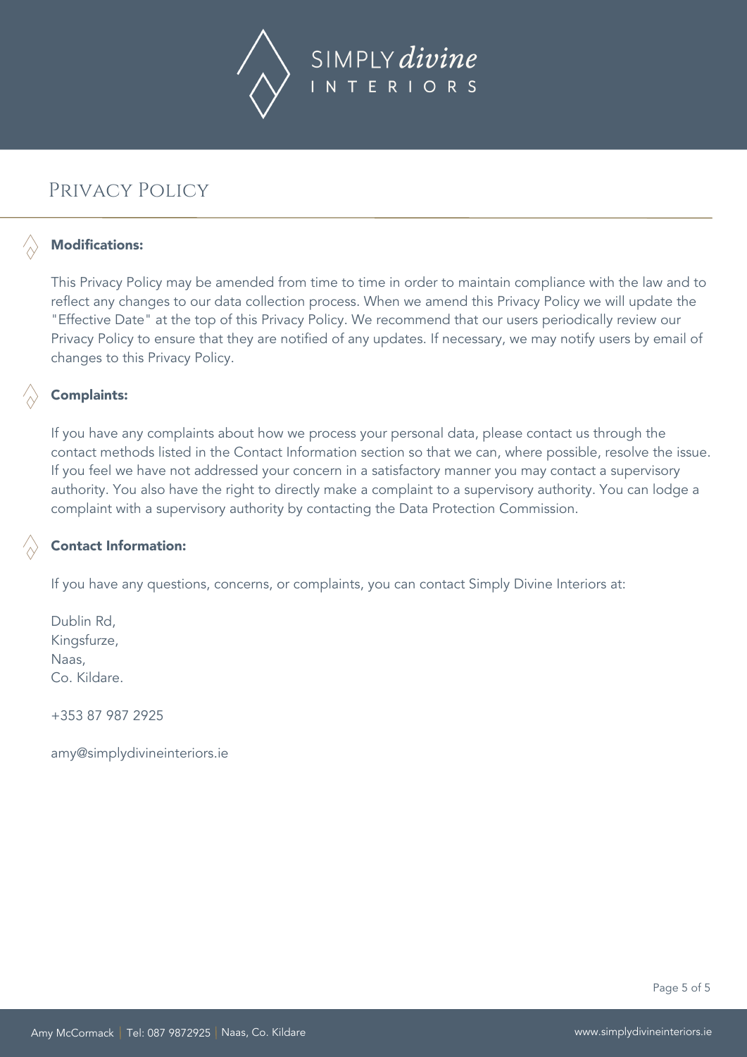# Privacy Policy

## Modifications:

This Privacy Policy may be amended from time to time in order to maintain compliance with the law and to reflect any changes to our data collection process. When we amend this Privacy Policy we will update the "Effective Date" at the top of this Privacy Policy. We recommend that our users periodically review our Privacy Policy to ensure that they are notified of any updates. If necessary, we may notify users by email of changes to this Privacy Policy.

## Complaints:

If you have any complaints about how we process your personal data, please contact us through the contact methods listed in the Contact Information section so that we can, where possible, resolve the issue. If you feel we have not addressed your concern in a satisfactory manner you may contact a supervisory authority. You also have the right to directly make a complaint to a supervisory authority. You can lodge a complaint with a supervisory authority by contacting the Data Protection Commission.

## Contact Information:

If you have any questions, concerns, or complaints, you can contact Simply Divine Interiors at:

Dublin Rd,
Kingsfurze,
Naas,
Co. Kildare.

+353 87 987 2925

amy@simplydivineinteriors.ie